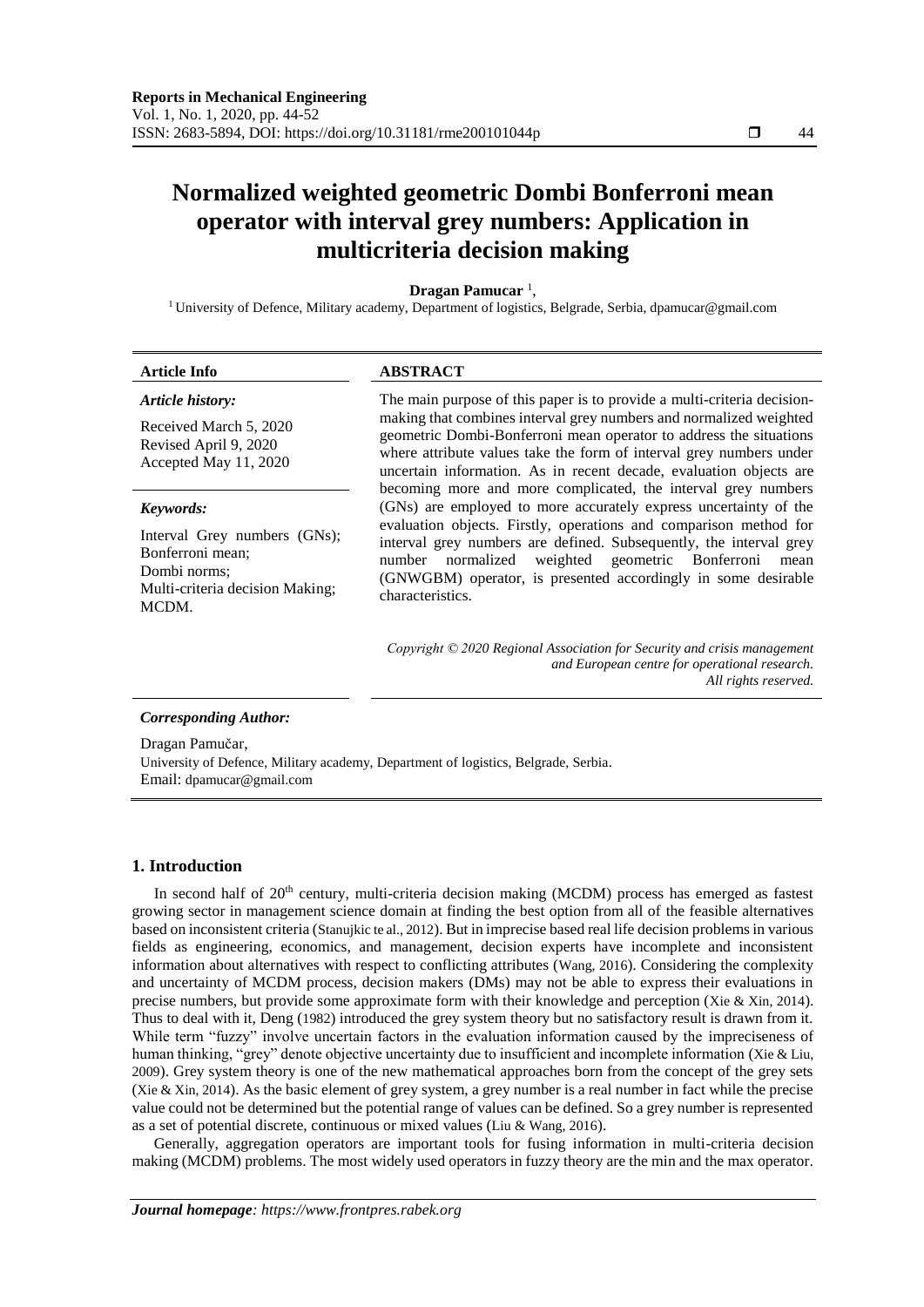# Normalized weighted geometric Dombi Bonferroni mean operator with interval grey numbers: Application in multicriteria decision making

**Dragan Pamucar** [1],

[1] University of Defence, Military academy, Department of logistics, Belgrade, Serbia, dpamucar@gmail.com

**Article Info**

*Article history:*

Received March 5, 2020
Revised April 9, 2020
Accepted May 11, 2020

*Keywords:*

Interval Grey numbers (GNs);
Bonferroni mean;
Dombi norms;
Multi-criteria decision Making;
MCDM.

**ABSTRACT**

The main purpose of this paper is to provide a multi-criteria decision-making that combines interval grey numbers and normalized weighted geometric Dombi-Bonferroni mean operator to address the situations where attribute values take the form of interval grey numbers under uncertain information. As in recent decade, evaluation objects are becoming more and more complicated, the interval grey numbers (GNs) are employed to more accurately express uncertainty of the evaluation objects. Firstly, operations and comparison method for interval grey numbers are defined. Subsequently, the interval grey number normalized weighted geometric Bonferroni mean (GNWGBM) operator, is presented accordingly in some desirable characteristics.

*Copyright © 2020 Regional Association for Security and crisis management and European centre for operational research. All rights reserved.*

*Corresponding Author:*

Dragan Pamučar,
University of Defence, Military academy, Department of logistics, Belgrade, Serbia.
Email: dpamucar@gmail.com

## 1. Introduction

In second half of 20th century, multi-criteria decision making (MCDM) process has emerged as fastest growing sector in management science domain at finding the best option from all of the feasible alternatives based on inconsistent criteria (Stanujkic te al., 2012). But in imprecise based real life decision problems in various fields as engineering, economics, and management, decision experts have incomplete and inconsistent information about alternatives with respect to conflicting attributes (Wang, 2016). Considering the complexity and uncertainty of MCDM process, decision makers (DMs) may not be able to express their evaluations in precise numbers, but provide some approximate form with their knowledge and perception (Xie & Xin, 2014). Thus to deal with it, Deng (1982) introduced the grey system theory but no satisfactory result is drawn from it. While term "fuzzy" involve uncertain factors in the evaluation information caused by the impreciseness of human thinking, "grey" denote objective uncertainty due to insufficient and incomplete information (Xie & Liu, 2009). Grey system theory is one of the new mathematical approaches born from the concept of the grey sets (Xie & Xin, 2014). As the basic element of grey system, a grey number is a real number in fact while the precise value could not be determined but the potential range of values can be defined. So a grey number is represented as a set of potential discrete, continuous or mixed values (Liu & Wang, 2016).

Generally, aggregation operators are important tools for fusing information in multi-criteria decision making (MCDM) problems. The most widely used operators in fuzzy theory are the min and the max operator.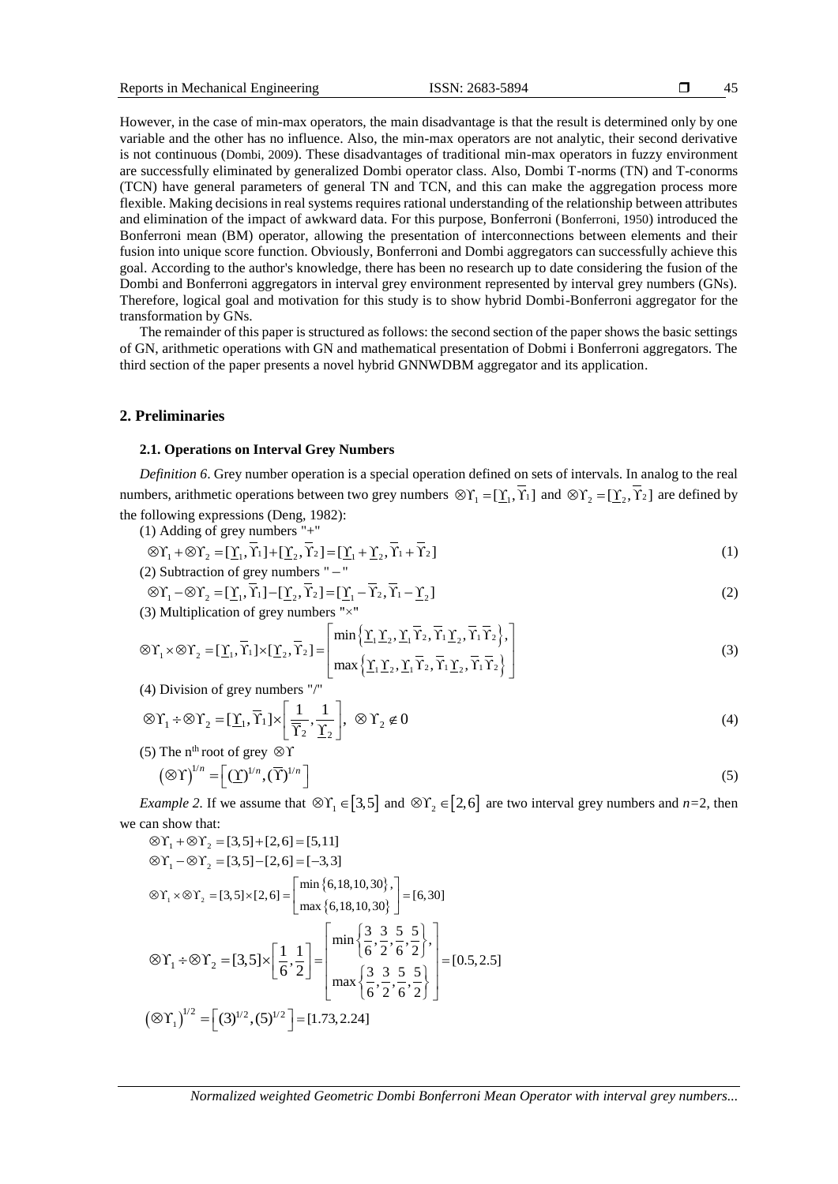However, in the case of min-max operators, the main disadvantage is that the result is determined only by one variable and the other has no influence. Also, the min-max operators are not analytic, their second derivative is not continuous (Dombi, 2009). These disadvantages of traditional min-max operators in fuzzy environment are successfully eliminated by generalized Dombi operator class. Also, Dombi T-norms (TN) and T-conorms (TCN) have general parameters of general TN and TCN, and this can make the aggregation process more flexible. Making decisions in real systems requires rational understanding of the relationship between attributes and elimination of the impact of awkward data. For this purpose, Bonferroni (Bonferroni, 1950) introduced the Bonferroni mean (BM) operator, allowing the presentation of interconnections between elements and their fusion into unique score function. Obviously, Bonferroni and Dombi aggregators can successfully achieve this goal. According to the author's knowledge, there has been no research up to date considering the fusion of the Dombi and Bonferroni aggregators in interval grey environment represented by interval grey numbers (GNs). Therefore, logical goal and motivation for this study is to show hybrid Dombi-Bonferroni aggregator for the transformation by GNs.

The remainder of this paper is structured as follows: the second section of the paper shows the basic settings of GN, arithmetic operations with GN and mathematical presentation of Dobmi i Bonferroni aggregators. The third section of the paper presents a novel hybrid GNNWDBM aggregator and its application.

## 2. Preliminaries

### 2.1. Operations on Interval Grey Numbers

*Definition 6*. Grey number operation is a special operation defined on sets of intervals. In analog to the real numbers, arithmetic operations between two grey numbers $\otimes\Upsilon_1 = [\underline{\Upsilon}_1, \overline{\Upsilon}_1]$ and $\otimes\Upsilon_2 = [\underline{\Upsilon}_2, \overline{\Upsilon}_2]$ are defined by the following expressions (Deng, 1982):

(1) Adding of grey numbers "+"

$$\otimes\Upsilon_1 + \otimes\Upsilon_2 = [\underline{\Upsilon}_1, \overline{\Upsilon}_1] + [\underline{\Upsilon}_2, \overline{\Upsilon}_2] = [\underline{\Upsilon}_1 + \underline{\Upsilon}_2, \overline{\Upsilon}_1 + \overline{\Upsilon}_2] \tag{1}$$

(2) Subtraction of grey numbers "−"

$$\otimes\Upsilon_1 - \otimes\Upsilon_2 = [\underline{\Upsilon}_1, \overline{\Upsilon}_1] - [\underline{\Upsilon}_2, \overline{\Upsilon}_2] = [\underline{\Upsilon}_1 - \overline{\Upsilon}_2, \overline{\Upsilon}_1 - \underline{\Upsilon}_2] \tag{2}$$

(3) Multiplication of grey numbers "×"

$$\otimes\Upsilon_1 \times \otimes\Upsilon_2 = [\underline{\Upsilon}_1, \overline{\Upsilon}_1] \times [\underline{\Upsilon}_2, \overline{\Upsilon}_2] = \begin{bmatrix} \min\left\{\underline{\Upsilon}_1\underline{\Upsilon}_2, \underline{\Upsilon}_1\overline{\Upsilon}_2, \overline{\Upsilon}_1\underline{\Upsilon}_2, \overline{\Upsilon}_1\overline{\Upsilon}_2\right\}, \\ \max\left\{\underline{\Upsilon}_1\underline{\Upsilon}_2, \underline{\Upsilon}_1\overline{\Upsilon}_2, \overline{\Upsilon}_1\underline{\Upsilon}_2, \overline{\Upsilon}_1\overline{\Upsilon}_2\right\} \end{bmatrix} \tag{3}$$

(4) Division of grey numbers "/"

$$\otimes\Upsilon_1 \div \otimes\Upsilon_2 = [\underline{\Upsilon}_1, \overline{\Upsilon}_1] \times \left[\frac{1}{\overline{\Upsilon}_2}, \frac{1}{\underline{\Upsilon}_2}\right], \ \otimes\Upsilon_2 \not\in 0 \tag{4}$$

(5) The n[th] root of grey $\otimes\Upsilon$

$$\left(\otimes\Upsilon\right)^{1/n} = \left[(\underline{\Upsilon})^{1/n}, (\overline{\Upsilon})^{1/n}\right] \tag{5}$$

*Example 2*. If we assume that $\otimes\Upsilon_1 \in [3,5]$ and $\otimes\Upsilon_2 \in [2,6]$ are two interval grey numbers and $n=2$, then we can show that:

$$\otimes\Upsilon_1 + \otimes\Upsilon_2 = [3,5] + [2,6] = [5,11]$$

$$\otimes\Upsilon_1 - \otimes\Upsilon_2 = [3,5] - [2,6] = [-3,3]$$

$$\otimes\Upsilon_1 \times \otimes\Upsilon_2 = [3,5] \times [2,6] = \begin{bmatrix} \min\{6,18,10,30\}, \\ \max\{6,18,10,30\} \end{bmatrix} = [6,30]$$

$$\otimes\Upsilon_1 \div \otimes\Upsilon_2 = [3,5] \times \left[\frac{1}{6}, \frac{1}{2}\right] = \begin{bmatrix} \min\left\{\frac{3}{6}, \frac{3}{2}, \frac{5}{6}, \frac{5}{2}\right\}, \\ \max\left\{\frac{3}{6}, \frac{3}{2}, \frac{5}{6}, \frac{5}{2}\right\} \end{bmatrix} = [0.5, 2.5]$$

$$\left(\otimes\Upsilon_1\right)^{1/2} = \left[(3)^{1/2}, (5)^{1/2}\right] = [1.73, 2.24]$$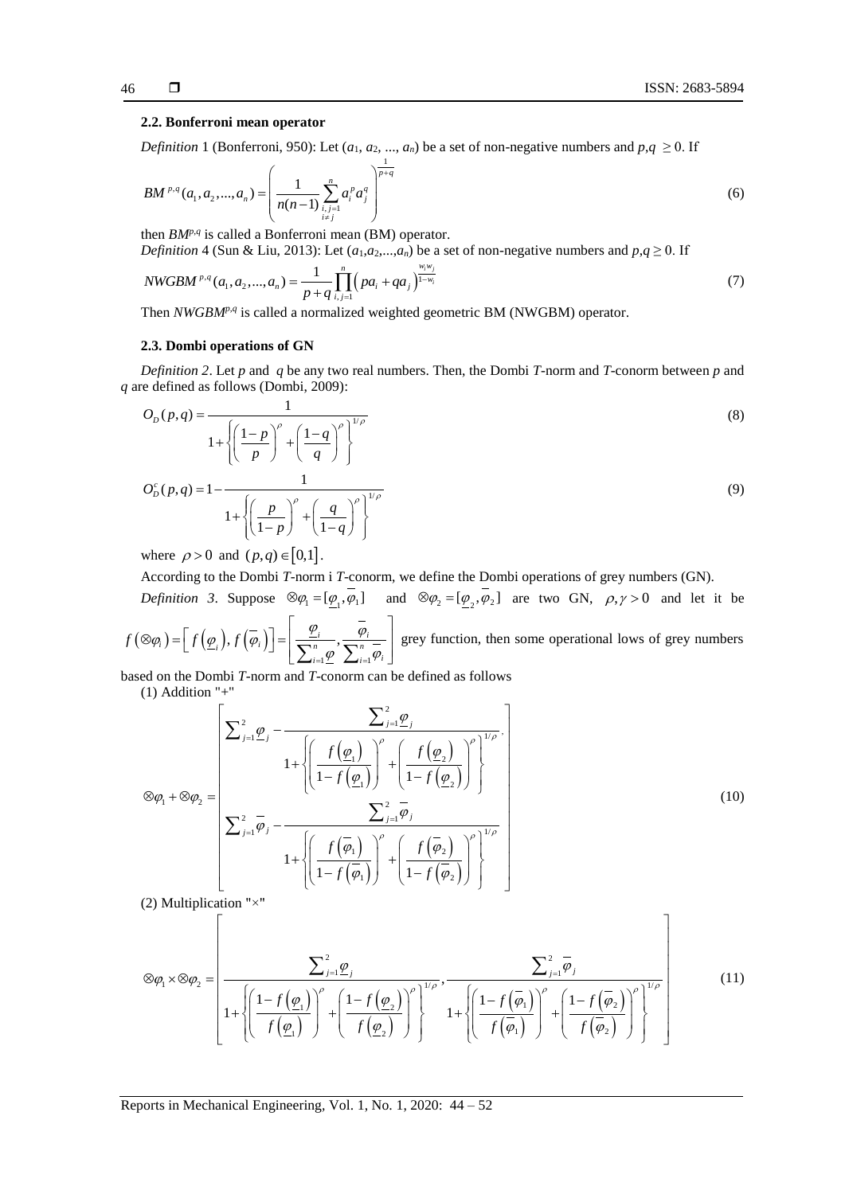### 2.2. Bonferroni mean operator

*Definition* 1 (Bonferroni, 950): Let ($a_1$, $a_2$, ..., $a_n$) be a set of non-negative numbers and $p,q \geq 0$. If

$$BM^{p,q}(a_1,a_2,...,a_n)=\left(\frac{1}{n(n-1)}\sum_{\substack{i,j=1\\ i\neq j}}^{n}a_i^p a_j^q\right)^{\frac{1}{p+q}} \tag{6}$$

then $BM^{p,q}$ is called a Bonferroni mean (BM) operator.

*Definition* 4 (Sun & Liu, 2013): Let ($a_1,a_2,...,a_n$) be a set of non-negative numbers and $p,q \geq 0$. If

$$NWGBM^{p,q}(a_1,a_2,...,a_n)=\frac{1}{p+q}\prod_{i,j=1}^{n}\left(pa_i+qa_j\right)^{\frac{w_i w_j}{1-w_i}} \tag{7}$$

Then $NWGBM^{p,q}$ is called a normalized weighted geometric BM (NWGBM) operator.

### 2.3. Dombi operations of GN

*Definition 2*. Let $p$ and $q$ be any two real numbers. Then, the Dombi $T$-norm and $T$-conorm between $p$ and $q$ are defined as follows (Dombi, 2009):

$$O_D(p,q)=\frac{1}{1+\left\{\left(\frac{1-p}{p}\right)^{\rho}+\left(\frac{1-q}{q}\right)^{\rho}\right\}^{1/\rho}} \tag{8}$$

$$O_D^c(p,q)=1-\frac{1}{1+\left\{\left(\frac{p}{1-p}\right)^{\rho}+\left(\frac{q}{1-q}\right)^{\rho}\right\}^{1/\rho}} \tag{9}$$

where $\rho > 0$ and $(p,q)\in[0,1]$.

According to the Dombi $T$-norm i $T$-conorm, we define the Dombi operations of grey numbers (GN).

*Definition 3*. Suppose $\otimes\varphi_1=[\underline{\varphi}_1,\overline{\varphi}_1]$ and $\otimes\varphi_2=[\underline{\varphi}_2,\overline{\varphi}_2]$ are two GN, $\rho,\gamma>0$ and let it be $f(\otimes\varphi_i)=\left[f(\underline{\varphi}_i),f(\overline{\varphi}_i)\right]=\left[\frac{\underline{\varphi}_i}{\sum_{i=1}^{n}\underline{\varphi}},\frac{\overline{\varphi}_i}{\sum_{i=1}^{n}\overline{\varphi}_i}\right]$ grey function, then some operational lows of grey numbers based on the Dombi $T$-norm and $T$-conorm can be defined as follows

(1) Addition "+"

$$\otimes\varphi_1+\otimes\varphi_2=\begin{bmatrix}\sum_{j=1}^{2}\underline{\varphi}_j-\dfrac{\sum_{j=1}^{2}\underline{\varphi}_j}{1+\left\{\left(\dfrac{f(\underline{\varphi}_1)}{1-f(\underline{\varphi}_1)}\right)^{\rho}+\left(\dfrac{f(\underline{\varphi}_2)}{1-f(\underline{\varphi}_2)}\right)^{\rho}\right\}^{1/\rho}},\\ \sum_{j=1}^{2}\overline{\varphi}_j-\dfrac{\sum_{j=1}^{2}\overline{\varphi}_j}{1+\left\{\left(\dfrac{f(\overline{\varphi}_1)}{1-f(\overline{\varphi}_1)}\right)^{\rho}+\left(\dfrac{f(\overline{\varphi}_2)}{1-f(\overline{\varphi}_2)}\right)^{\rho}\right\}^{1/\rho}}\end{bmatrix} \tag{10}$$

(2) Multiplication "×"

$$\otimes\varphi_1\times\otimes\varphi_2=\left[\frac{\sum_{j=1}^{2}\underline{\varphi}_j}{1+\left\{\left(\frac{1-f(\underline{\varphi}_1)}{f(\underline{\varphi}_1)}\right)^{\rho}+\left(\frac{1-f(\underline{\varphi}_2)}{f(\underline{\varphi}_2)}\right)^{\rho}\right\}^{1/\rho}},\frac{\sum_{j=1}^{2}\overline{\varphi}_j}{1+\left\{\left(\frac{1-f(\overline{\varphi}_1)}{f(\overline{\varphi}_1)}\right)^{\rho}+\left(\frac{1-f(\overline{\varphi}_2)}{f(\overline{\varphi}_2)}\right)^{\rho}\right\}^{1/\rho}}\right] \tag{11}$$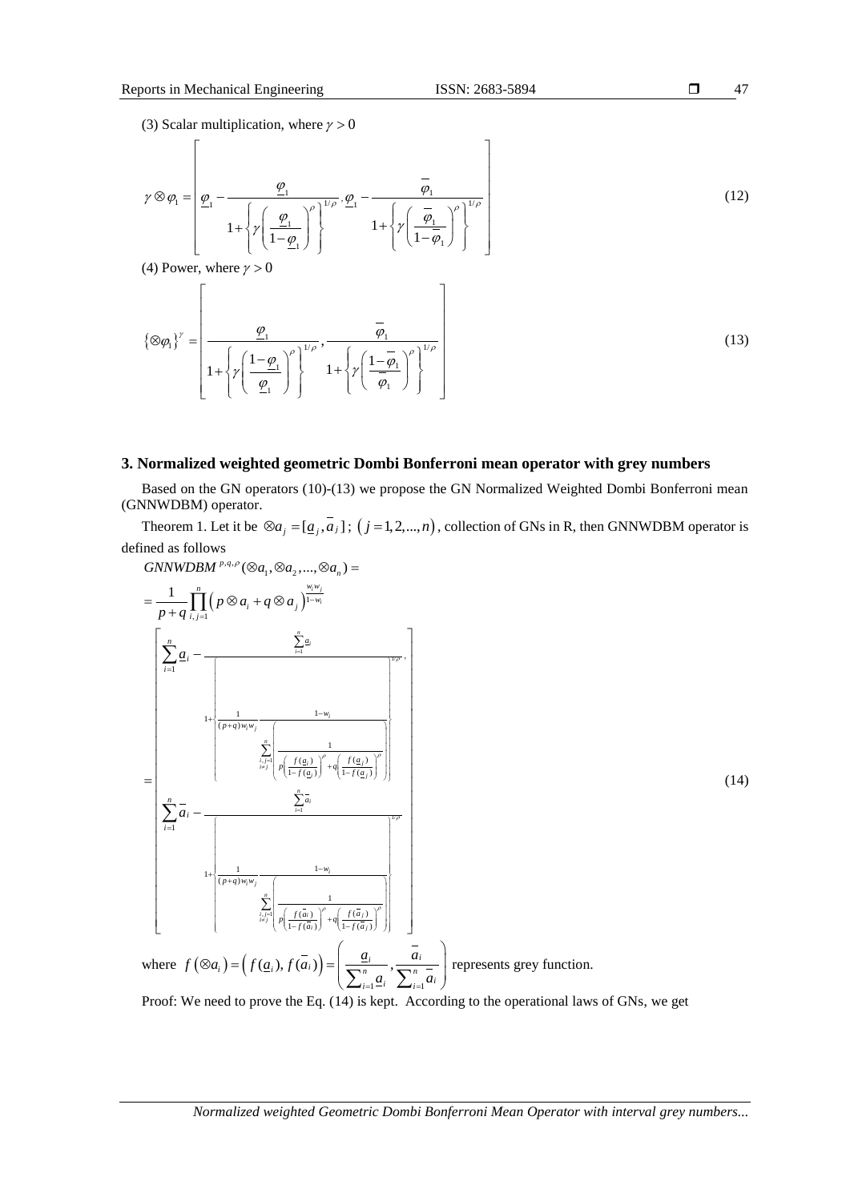(3) Scalar multiplication, where $\gamma > 0$

$$\gamma \otimes \varphi_1 = \left[ \underline{\varphi}_1 - \frac{\underline{\varphi}_1}{1+\left\{\gamma\left(\frac{\underline{\varphi}_1}{1-\underline{\varphi}_1}\right)^{\rho}\right\}^{1/\rho}}, \underline{\varphi}_1 - \frac{\overline{\varphi}_1}{1+\left\{\gamma\left(\frac{\overline{\varphi}_1}{1-\overline{\varphi}_1}\right)^{\rho}\right\}^{1/\rho}} \right] \tag{12}$$

(4) Power, where $\gamma > 0$

$$\{\otimes\varphi_1\}^{\gamma} = \left[ \frac{\underline{\varphi}_1}{1+\left\{\gamma\left(\frac{1-\underline{\varphi}_1}{\underline{\varphi}_1}\right)^{\rho}\right\}^{1/\rho}}, \frac{\overline{\varphi}_1}{1+\left\{\gamma\left(\frac{1-\overline{\varphi}_1}{\overline{\varphi}_1}\right)^{\rho}\right\}^{1/\rho}} \right] \tag{13}$$

## 3. Normalized weighted geometric Dombi Bonferroni mean operator with grey numbers

Based on the GN operators (10)-(13) we propose the GN Normalized Weighted Dombi Bonferroni mean (GNNWDBM) operator.

Theorem 1. Let it be $\otimes a_j = [\underline{a}_j, \overline{a}_j]$; $(j = 1,2,...,n)$, collection of GNs in R, then GNNWDBM operator is defined as follows

$$GNNWDBM^{p,q,\rho}(\otimes a_1, \otimes a_2, ..., \otimes a_n) =$$

$$= \frac{1}{p+q}\prod_{i,j=1}^{n}\left(p\otimes a_i + q\otimes a_j\right)^{\frac{w_i w_j}{1-w_i}}$$

$$= \left[ \begin{array}{l} \sum_{i=1}^{n}\underline{a}_i - \dfrac{\sum_{i=1}^{n}\underline{a}_i}{1+\left\{\dfrac{1}{(p+q)w_i w_j}\dfrac{1-w_i}{\sum_{\substack{i,j=1\\ i\neq j}}^{n}\left(\dfrac{1}{p\left(\frac{f(\underline{a}_i)}{1-f(\underline{a}_i)}\right)^{\rho}+q\left(\frac{f(\underline{a}_j)}{1-f(\underline{a}_j)}\right)^{\rho}}\right)}\right\}^{1/\rho}}, \\ \sum_{i=1}^{n}\overline{a}_i - \dfrac{\sum_{i=1}^{n}\overline{a}_i}{1+\left\{\dfrac{1}{(p+q)w_i w_j}\dfrac{1-w_i}{\sum_{\substack{i,j=1\\ i\neq j}}^{n}\left(\dfrac{1}{p\left(\frac{f(\overline{a}_i)}{1-f(\overline{a}_i)}\right)^{\rho}+q\left(\frac{f(\overline{a}_j)}{1-f(\overline{a}_j)}\right)^{\rho}}\right)}\right\}^{1/\rho}} \end{array} \right] \tag{14}$$

where $f(\otimes a_i) = \left(f(\underline{a}_i), f(\overline{a}_i)\right) = \left(\frac{\underline{a}_i}{\sum_{i=1}^{n}\underline{a}_i}, \frac{\overline{a}_i}{\sum_{i=1}^{n}\overline{a}_i}\right)$ represents grey function.

Proof: We need to prove the Eq. (14) is kept. According to the operational laws of GNs, we get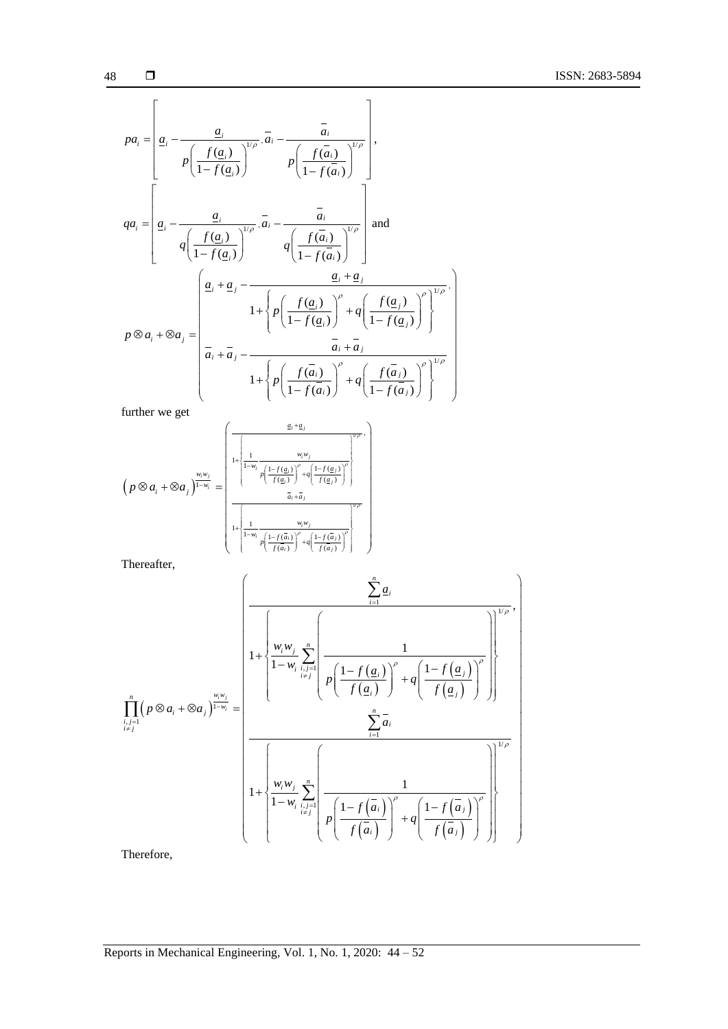$$pa_i = \left[ \underline{a}_i - \frac{\underline{a}_i}{p\left(\frac{f(\underline{a}_i)}{1-f(\underline{a}_i)}\right)^{1/\rho}}, \overline{a}_i - \frac{\overline{a}_i}{p\left(\frac{f(\overline{a}_i)}{1-f(\overline{a}_i)}\right)^{1/\rho}} \right],$$

$$qa_i = \left[ \underline{a}_i - \frac{\underline{a}_i}{q\left(\frac{f(\underline{a}_i)}{1-f(\underline{a}_i)}\right)^{1/\rho}}, \overline{a}_i - \frac{\overline{a}_i}{q\left(\frac{f(\overline{a}_i)}{1-f(\overline{a}_i)}\right)^{1/\rho}} \right] \text{ and}$$

$$p \otimes a_i + \otimes a_j = \left( \begin{array}{c} \underline{a}_i + \underline{a}_j - \dfrac{\underline{a}_i + \underline{a}_j}{1 + \left\{ p\left(\frac{f(\underline{a}_i)}{1-f(\underline{a}_i)}\right)^{\rho} + q\left(\frac{f(\underline{a}_j)}{1-f(\underline{a}_j)}\right)^{\rho} \right\}^{1/\rho}}, \\ \overline{a}_i + \overline{a}_j - \dfrac{\overline{a}_i + \overline{a}_j}{1 + \left\{ p\left(\frac{f(\overline{a}_i)}{1-f(\overline{a}_i)}\right)^{\rho} + q\left(\frac{f(\overline{a}_j)}{1-f(\overline{a}_j)}\right)^{\rho} \right\}^{1/\rho}} \end{array} \right)$$

further we get

$$\left( p \otimes a_i + \otimes a_j \right)^{\frac{w_i w_j}{1-w_i}} = \left( \begin{array}{c} \dfrac{\underline{a}_i + \underline{a}_j}{1 + \left\{ \frac{1}{1-w_i} \frac{w_i w_j}{p\left(\frac{1-f(\underline{a}_i)}{f(\underline{a}_i)}\right)^{\rho} + q\left(\frac{1-f(\underline{a}_j)}{f(\underline{a}_j)}\right)^{\rho}} \right\}^{1/\rho}}, \\ \dfrac{\overline{a}_i + \overline{a}_j}{1 + \left\{ \frac{1}{1-w_i} \frac{w_i w_j}{p\left(\frac{1-f(\overline{a}_i)}{f(\overline{a}_i)}\right)^{\rho} + q\left(\frac{1-f(\overline{a}_j)}{f(\overline{a}_j)}\right)^{\rho}} \right\}^{1/\rho}} \end{array} \right)$$

Thereafter,

$$\prod_{\substack{i,j=1 \\ i \neq j}}^{n} \left( p \otimes a_i + \otimes a_j \right)^{\frac{w_i w_j}{1-w_i}} = \left( \begin{array}{c} \dfrac{\sum_{i=1}^{n} \underline{a}_i}{1 + \left\{ \frac{w_i w_j}{1-w_i} \sum_{\substack{i,j=1 \\ i \neq j}}^{n} \left( \frac{1}{p\left(\frac{1-f(\underline{a}_i)}{f(\underline{a}_i)}\right)^{\rho} + q\left(\frac{1-f(\underline{a}_j)}{f(\underline{a}_j)}\right)^{\rho}} \right) \right\}^{1/\rho}}, \\ \dfrac{\sum_{i=1}^{n} \overline{a}_i}{1 + \left\{ \frac{w_i w_j}{1-w_i} \sum_{\substack{i,j=1 \\ i \neq j}}^{n} \left( \frac{1}{p\left(\frac{1-f(\overline{a}_i)}{f(\overline{a}_i)}\right)^{\rho} + q\left(\frac{1-f(\overline{a}_j)}{f(\overline{a}_j)}\right)^{\rho}} \right) \right\}^{1/\rho}} \end{array} \right)$$

Therefore,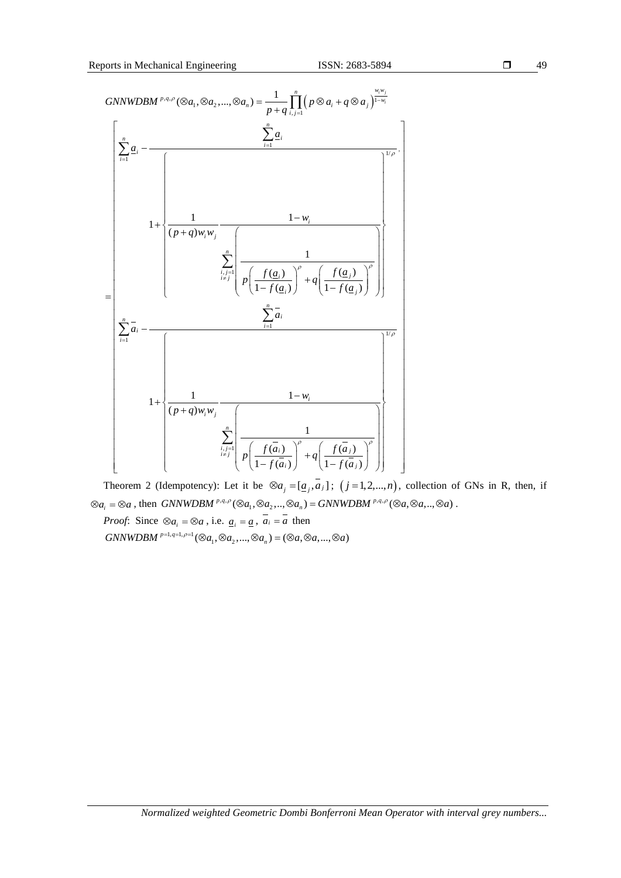$$GNNWDBM^{p,q,\rho}(\otimes a_1, \otimes a_2, ..., \otimes a_n) = \frac{1}{p+q}\prod_{i,j=1}^{n}\left(p\otimes a_i + q\otimes a_j\right)^{\frac{w_i w_j}{1-w_i}}$$

$$= \left[ \begin{array}{c} \sum_{i=1}^{n}\underline{a}_i - \dfrac{\sum_{i=1}^{n}\underline{a}_i}{\left\{1+\left\{\dfrac{1}{(p+q)w_i w_j}\dfrac{1-w_i}{\sum_{\substack{i,j=1\\ i\neq j}}^{n}\left(\dfrac{1}{p\left(\dfrac{f(\underline{a}_i)}{1-f(\underline{a}_i)}\right)^{\rho}+q\left(\dfrac{f(\underline{a}_j)}{1-f(\underline{a}_j)}\right)^{\rho}}\right)}\right\}\right\}^{1/\rho}}, \\ \sum_{i=1}^{n}\overline{a}_i - \dfrac{\sum_{i=1}^{n}\overline{a}_i}{\left\{1+\left\{\dfrac{1}{(p+q)w_i w_j}\dfrac{1-w_i}{\sum_{\substack{i,j=1\\ i\neq j}}^{n}\left(\dfrac{1}{p\left(\dfrac{f(\overline{a}_i)}{1-f(\overline{a}_i)}\right)^{\rho}+q\left(\dfrac{f(\overline{a}_j)}{1-f(\overline{a}_j)}\right)^{\rho}}\right)}\right\}\right\}^{1/\rho}} \end{array} \right]$$

Theorem 2 (Idempotency): Let it be $\otimes a_j = [\underline{a}_j, \overline{a}_j]$; $(j = 1,2,...,n)$, collection of GNs in R, then, if $\otimes a_i = \otimes a$, then $GNNWDBM^{p,q,\rho}(\otimes a_1, \otimes a_2, .., \otimes a_n) = GNNWDBM^{p,q,\rho}(\otimes a, \otimes a, .., \otimes a)$.

*Proof*: Since $\otimes a_i = \otimes a$, i.e. $\underline{a}_i = \underline{a}$, $\overline{a}_i = \overline{a}$ then

$GNNWDBM^{p=1,q=1,\rho=1}(\otimes a_1, \otimes a_2, ..., \otimes a_n) = (\otimes a, \otimes a, ..., \otimes a)$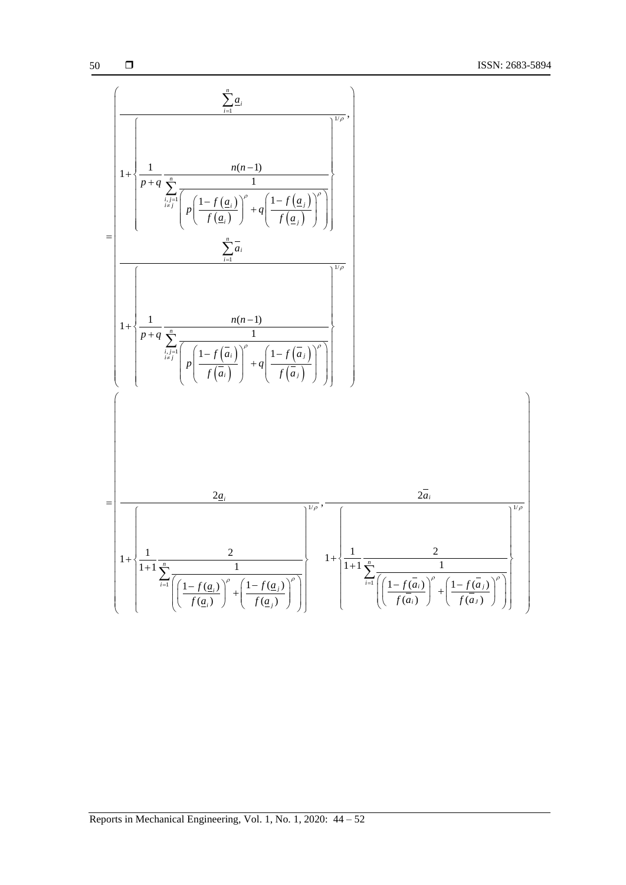$$
= \left( \frac{\sum_{i=1}^{n} \underline{a}_i}{1 + \left\{ \frac{1}{p+q} \frac{n(n-1)}{\sum_{\substack{i,j=1 \\ i \neq j}}^{n} \frac{1}{\left( p \left( \frac{1 - f\left(\underline{a}_i\right)}{f\left(\underline{a}_i\right)} \right)^{\rho} + q \left( \frac{1 - f\left(\underline{a}_j\right)}{f\left(\underline{a}_j\right)} \right)^{\rho} \right)}} \right\}^{1/\rho}}, \frac{\sum_{i=1}^{n} \overline{a}_i}{1 + \left\{ \frac{1}{p+q} \frac{n(n-1)}{\sum_{\substack{i,j=1 \\ i \neq j}}^{n} \frac{1}{\left( p \left( \frac{1 - f\left(\overline{a}_i\right)}{f\left(\overline{a}_i\right)} \right)^{\rho} + q \left( \frac{1 - f\left(\overline{a}_j\right)}{f\left(\overline{a}_j\right)} \right)^{\rho} \right)}} \right\}^{1/\rho}} \right)
$$

$$
= \left( \frac{2\underline{a}_i}{1 + \left\{ \frac{1}{1+1} \frac{2}{\sum_{i=1}^{n} \frac{1}{\left( \left( \frac{1 - f(\underline{a}_i)}{f(\underline{a}_i)} \right)^{\rho} + \left( \frac{1 - f(\underline{a}_j)}{f(\underline{a}_j)} \right)^{\rho} \right)}} \right\}^{1/\rho}}, \frac{2\overline{a}_i}{1 + \left\{ \frac{1}{1+1} \frac{2}{\sum_{i=1}^{n} \frac{1}{\left( \left( \frac{1 - f(\overline{a}_i)}{f(\overline{a}_i)} \right)^{\rho} + \left( \frac{1 - f(\overline{a}_j)}{f(\overline{a}_J)} \right)^{\rho} \right)}} \right\}^{1/\rho}} \right)
$$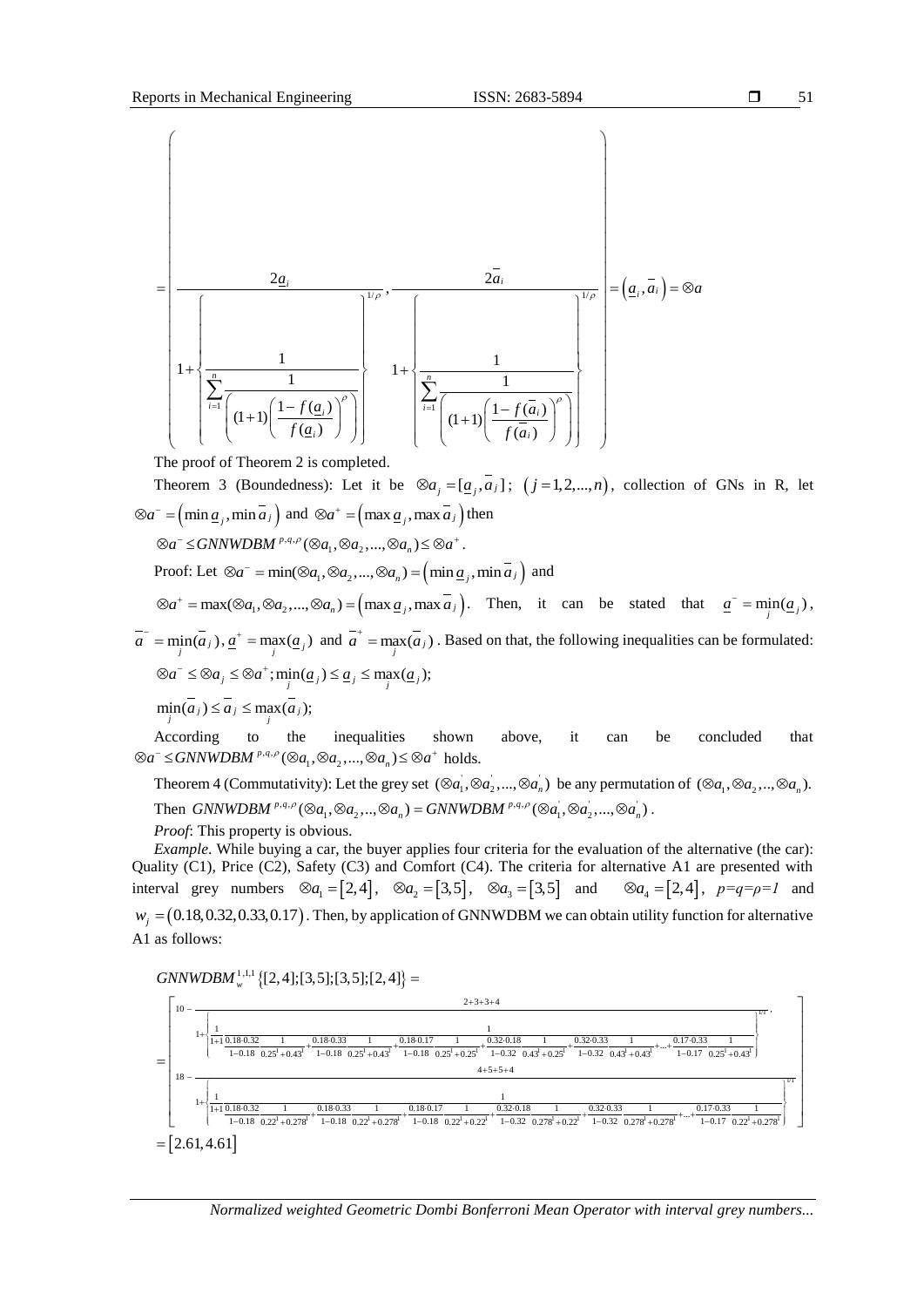$$
= \left( \frac{2\underline{a}_i}{\left\{ 1 + \left\{ \sum_{i=1}^{n} \frac{1}{\left( (1+1)\left( \frac{1-f(\underline{a}_i)}{f(\underline{a}_i)} \right)^{\rho} \right)} \right\} \right\}^{1/\rho}}, \frac{2\overline{a}_i}{\left\{ 1 + \left\{ \sum_{i=1}^{n} \frac{1}{\left( (1+1)\left( \frac{1-f(\overline{a}_i)}{f(\overline{a}_i)} \right)^{\rho} \right)} \right\} \right\}^{1/\rho}} \right) = \left( \underline{a}_i, \overline{a}_i \right) = \otimes a
$$

The proof of Theorem 2 is completed.

Theorem 3 (Boundedness): Let it be $\otimes a_j = [\underline{a}_j, \overline{a}_j]$; $(j = 1,2,...,n)$, collection of GNs in R, let $\otimes a^- = \left( \min \underline{a}_j, \min \overline{a}_j \right)$ and $\otimes a^+ = \left( \max \underline{a}_j, \max \overline{a}_j \right)$ then

$\otimes a^- \leq GNNWDBM^{p,q,\rho}(\otimes a_1, \otimes a_2, ..., \otimes a_n) \leq \otimes a^+$.

Proof: Let $\otimes a^- = \min(\otimes a_1, \otimes a_2, ..., \otimes a_n) = \left( \min \underline{a}_j, \min \overline{a}_j \right)$ and

$\otimes a^+ = \max(\otimes a_1, \otimes a_2, ..., \otimes a_n) = \left( \max \underline{a}_j, \max \overline{a}_j \right)$. Then, it can be stated that $\underline{a}^- = \min_j(\underline{a}_j)$, $\overline{a}^- = \min_j(\overline{a}_j)$, $\underline{a}^+ = \max_j(\underline{a}_j)$ and $\overline{a}^+ = \max_j(\overline{a}_j)$. Based on that, the following inequalities can be formulated:

$\otimes a^- \leq \otimes a_j \leq \otimes a^+; \min_j(\underline{a}_j) \leq \underline{a}_j \leq \max_j(\underline{a}_j);$

$\min_j(\overline{a}_j) \leq \overline{a}_j \leq \max_j(\overline{a}_j);$

According to the inequalities shown above, it can be concluded that $\otimes a^- \leq GNNWDBM^{p,q,\rho}(\otimes a_1, \otimes a_2, ..., \otimes a_n) \leq \otimes a^+$ holds.

Theorem 4 (Commutativity): Let the grey set $(\otimes a_1^{'}, \otimes a_2^{'}, ..., \otimes a_n^{'})$ be any permutation of $(\otimes a_1, \otimes a_2, .., \otimes a_n)$. Then $GNNWDBM^{p,q,\rho}(\otimes a_1, \otimes a_2, .., \otimes a_n) = GNNWDBM^{p,q,\rho}(\otimes a_1^{'}, \otimes a_2^{'}, ..., \otimes a_n^{'})$.

*Proof*: This property is obvious.

*Example*. While buying a car, the buyer applies four criteria for the evaluation of the alternative (the car): Quality (C1), Price (C2), Safety (C3) and Comfort (C4). The criteria for alternative A1 are presented with interval grey numbers $\otimes a_1 = [2,4]$, $\otimes a_2 = [3,5]$, $\otimes a_3 = [3,5]$ and $\otimes a_4 = [2,4]$, $p=q=\rho=1$ and $w_j = (0.18, 0.32, 0.33, 0.17)$. Then, by application of GNNWDBM we can obtain utility function for alternative A1 as follows:

$GNNWDBM_w^{1,1,1}\{[2,4];[3,5];[3,5];[2,4]\} =$

$$
= \left[ \begin{array}{l} 10 - \dfrac{2+3+3+4}{1+\left\{ \dfrac{1}{1+1} \dfrac{1}{\dfrac{0.18 \cdot 0.32}{1-0.18} \dfrac{1}{0.25^1+0.43^1} + \dfrac{0.18 \cdot 0.33}{1-0.18} \dfrac{1}{0.25^1+0.43^1} + \dfrac{0.18 \cdot 0.17}{1-0.18} \dfrac{1}{0.25^1+0.25^1} + \dfrac{0.32 \cdot 0.18}{1-0.32} \dfrac{1}{0.43^1+0.25^1} + \dfrac{0.32 \cdot 0.33}{1-0.32} \dfrac{1}{0.43^1+0.43^1} + ... + \dfrac{0.17 \cdot 0.33}{1-0.17} \dfrac{1}{0.25^1+0.43^1}} \right\}^{1/1}}, \\ 18 - \dfrac{4+5+5+4}{1+\left\{ \dfrac{1}{1+1} \dfrac{1}{\dfrac{0.18 \cdot 0.32}{1-0.18} \dfrac{1}{0.22^1+0.278^1} + \dfrac{0.18 \cdot 0.33}{1-0.18} \dfrac{1}{0.22^1+0.278^1} + \dfrac{0.18 \cdot 0.17}{1-0.18} \dfrac{1}{0.22^1+0.22^1} + \dfrac{0.32 \cdot 0.18}{1-0.32} \dfrac{1}{0.278^1+0.22^1} + \dfrac{0.32 \cdot 0.33}{1-0.32} \dfrac{1}{0.278^1+0.278^1} + ... + \dfrac{0.17 \cdot 0.33}{1-0.17} \dfrac{1}{0.22^1+0.278^1}} \right\}^{1/1}} \end{array} \right]
$$

$= [2.61, 4.61]$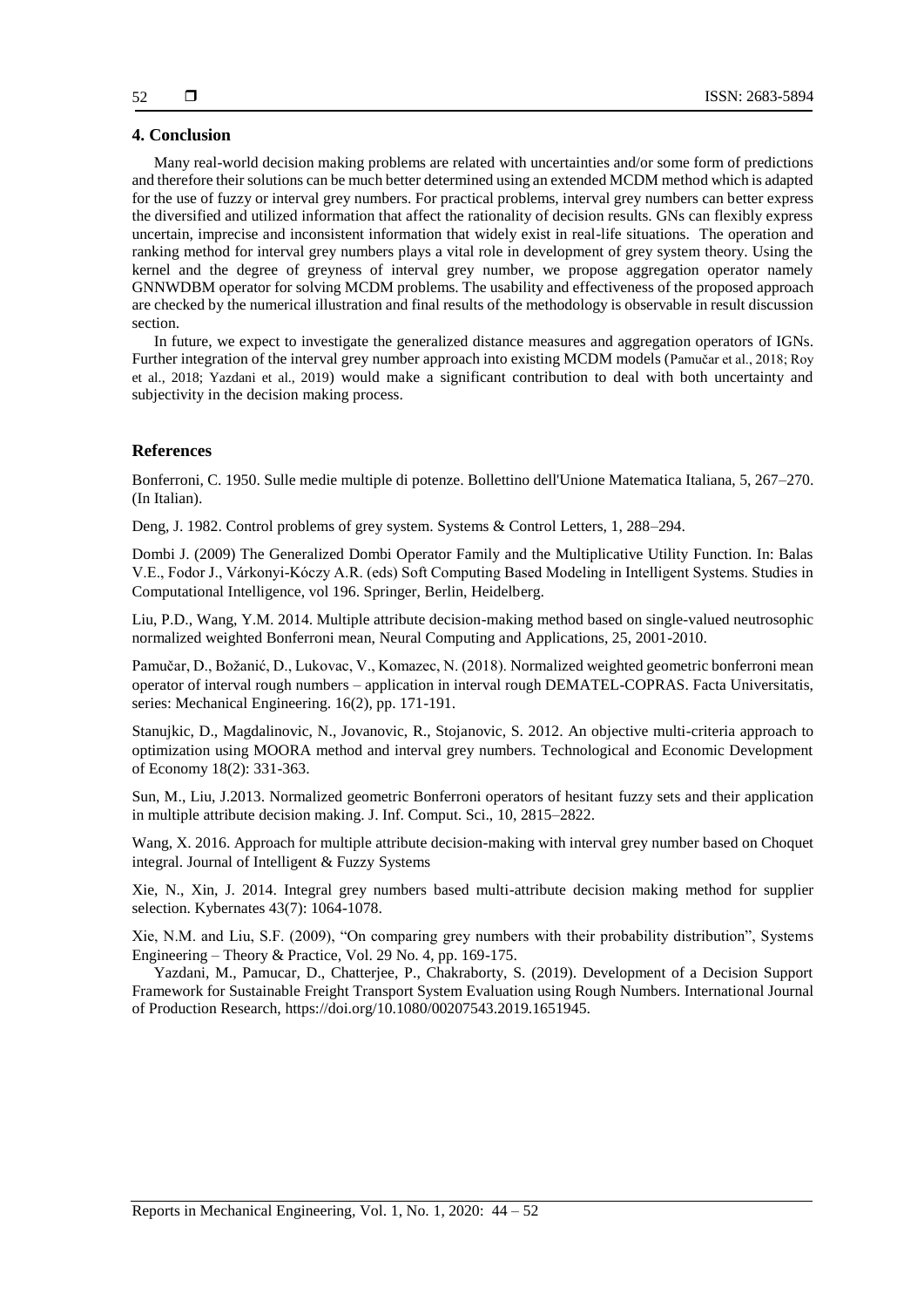## 4. Conclusion

Many real-world decision making problems are related with uncertainties and/or some form of predictions and therefore their solutions can be much better determined using an extended MCDM method which is adapted for the use of fuzzy or interval grey numbers. For practical problems, interval grey numbers can better express the diversified and utilized information that affect the rationality of decision results. GNs can flexibly express uncertain, imprecise and inconsistent information that widely exist in real-life situations. The operation and ranking method for interval grey numbers plays a vital role in development of grey system theory. Using the kernel and the degree of greyness of interval grey number, we propose aggregation operator namely GNNWDBM operator for solving MCDM problems. The usability and effectiveness of the proposed approach are checked by the numerical illustration and final results of the methodology is observable in result discussion section.

In future, we expect to investigate the generalized distance measures and aggregation operators of IGNs. Further integration of the interval grey number approach into existing MCDM models (Pamučar et al., 2018; Roy et al., 2018; Yazdani et al., 2019) would make a significant contribution to deal with both uncertainty and subjectivity in the decision making process.

## References

Bonferroni, C. 1950. Sulle medie multiple di potenze. Bollettino dell'Unione Matematica Italiana, 5, 267–270. (In Italian).

Deng, J. 1982. Control problems of grey system. Systems & Control Letters, 1, 288–294.

Dombi J. (2009) The Generalized Dombi Operator Family and the Multiplicative Utility Function. In: Balas V.E., Fodor J., Várkonyi-Kóczy A.R. (eds) Soft Computing Based Modeling in Intelligent Systems. Studies in Computational Intelligence, vol 196. Springer, Berlin, Heidelberg.

Liu, P.D., Wang, Y.M. 2014. Multiple attribute decision-making method based on single-valued neutrosophic normalized weighted Bonferroni mean, Neural Computing and Applications, 25, 2001-2010.

Pamučar, D., Božanić, D., Lukovac, V., Komazec, N. (2018). Normalized weighted geometric bonferroni mean operator of interval rough numbers – application in interval rough DEMATEL-COPRAS. Facta Universitatis, series: Mechanical Engineering. 16(2), pp. 171-191.

Stanujkic, D., Magdalinovic, N., Jovanovic, R., Stojanovic, S. 2012. An objective multi-criteria approach to optimization using MOORA method and interval grey numbers. Technological and Economic Development of Economy 18(2): 331-363.

Sun, M., Liu, J.2013. Normalized geometric Bonferroni operators of hesitant fuzzy sets and their application in multiple attribute decision making. J. Inf. Comput. Sci., 10, 2815–2822.

Wang, X. 2016. Approach for multiple attribute decision-making with interval grey number based on Choquet integral. Journal of Intelligent & Fuzzy Systems

Xie, N., Xin, J. 2014. Integral grey numbers based multi-attribute decision making method for supplier selection. Kybernates 43(7): 1064-1078.

Xie, N.M. and Liu, S.F. (2009), "On comparing grey numbers with their probability distribution", Systems Engineering – Theory & Practice, Vol. 29 No. 4, pp. 169-175.

Yazdani, M., Pamucar, D., Chatterjee, P., Chakraborty, S. (2019). Development of a Decision Support Framework for Sustainable Freight Transport System Evaluation using Rough Numbers. International Journal of Production Research, https://doi.org/10.1080/00207543.2019.1651945.